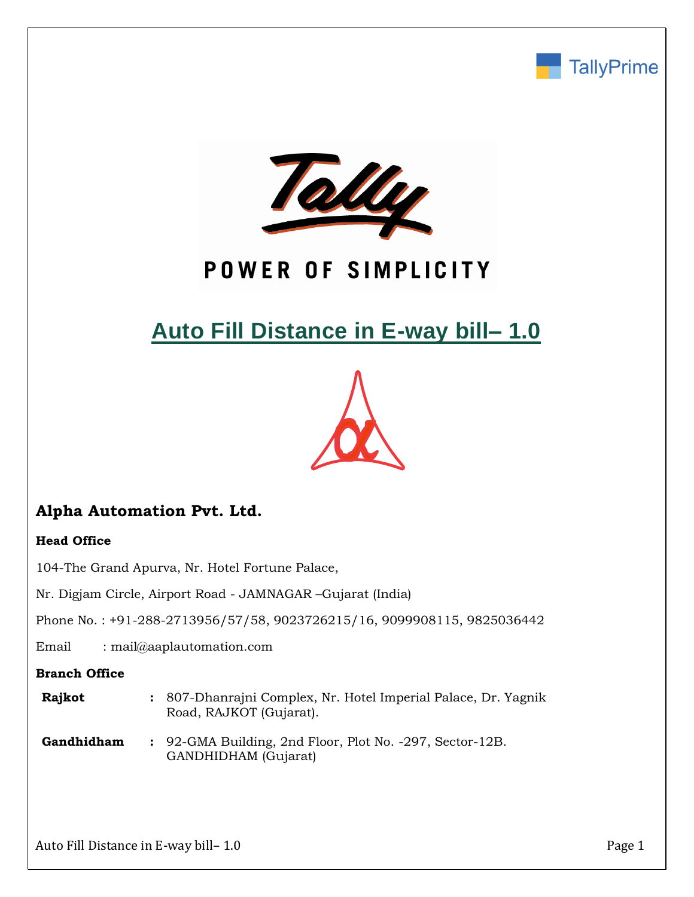# Auto Fill Distance in E-way bill– 1.0

## Alpha Automation Pvt. Ltd.

**Head Office**

104-The Grand Apurva, Nr. Hotel Fortune Palace,

Nr. Digjam Circle, Airport Road - JAMNAGAR –Gujarat (India)

Phone No. : +91-288-2713956/57/58, 9023726215/16, 9099908115, 9825036442

Email : mail@aaplautomation.com

**Branch Office**

| | | |
|---|---|---|
| **Rajkot** | : | 807-Dhanrajni Complex, Nr. Hotel Imperial Palace, Dr. Yagnik Road, RAJKOT (Gujarat). |
| **Gandhidham** | : | 92-GMA Building, 2nd Floor, Plot No. -297, Sector-12B. GANDHIDHAM (Gujarat) |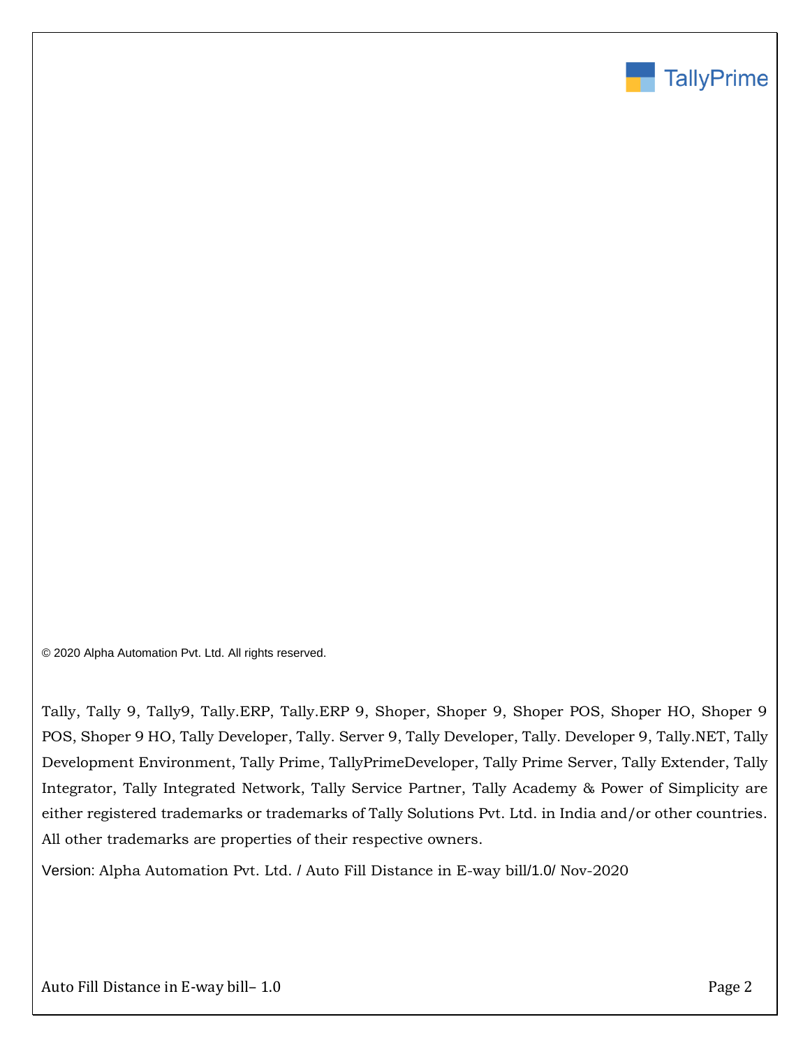© 2020 Alpha Automation Pvt. Ltd. All rights reserved.

Tally, Tally 9, Tally9, Tally.ERP, Tally.ERP 9, Shoper, Shoper 9, Shoper POS, Shoper HO, Shoper 9 POS, Shoper 9 HO, Tally Developer, Tally. Server 9, Tally Developer, Tally. Developer 9, Tally.NET, Tally Development Environment, Tally Prime, TallyPrimeDeveloper, Tally Prime Server, Tally Extender, Tally Integrator, Tally Integrated Network, Tally Service Partner, Tally Academy & Power of Simplicity are either registered trademarks or trademarks of Tally Solutions Pvt. Ltd. in India and/or other countries. All other trademarks are properties of their respective owners.

Version: Alpha Automation Pvt. Ltd. / Auto Fill Distance in E-way bill/1.0/ Nov-2020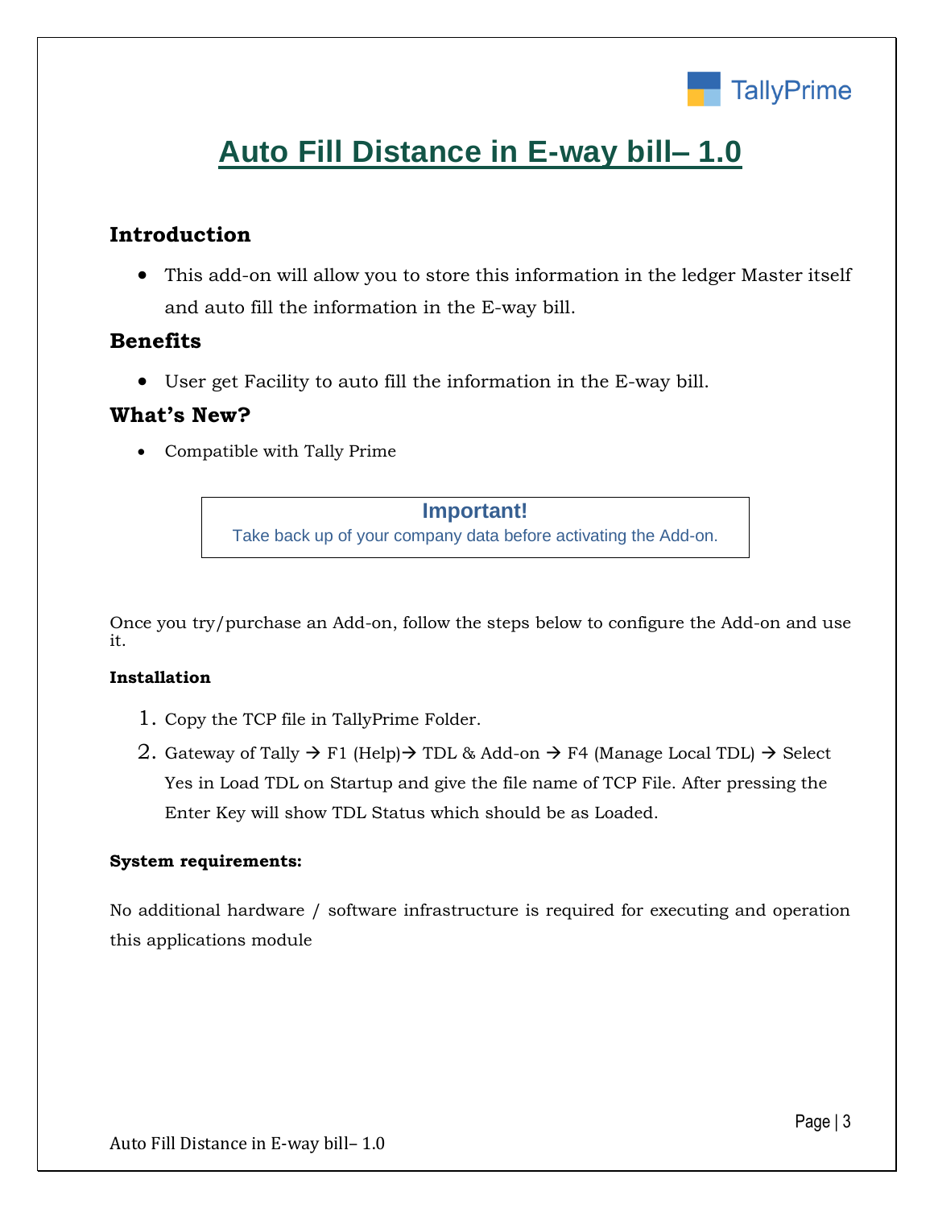# Auto Fill Distance in E-way bill– 1.0

## Introduction

- This add-on will allow you to store this information in the ledger Master itself and auto fill the information in the E-way bill.

## Benefits

- User get Facility to auto fill the information in the E-way bill.

## What's New?

- Compatible with Tally Prime

**Important!**
Take back up of your company data before activating the Add-on.

Once you try/purchase an Add-on, follow the steps below to configure the Add-on and use it.

**Installation**

1. Copy the TCP file in TallyPrime Folder.
2. Gateway of Tally → F1 (Help)→ TDL & Add-on → F4 (Manage Local TDL) → Select Yes in Load TDL on Startup and give the file name of TCP File. After pressing the Enter Key will show TDL Status which should be as Loaded.

**System requirements:**

No additional hardware / software infrastructure is required for executing and operation this applications module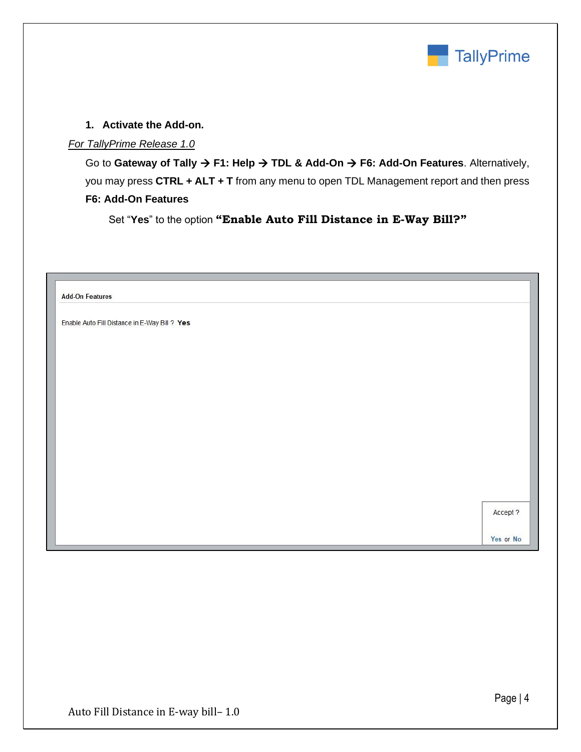1. **Activate the Add-on.**

*For TallyPrime Release 1.0*

Go to **Gateway of Tally → F1: Help → TDL & Add-On → F6: Add-On Features**. Alternatively, you may press **CTRL + ALT + T** from any menu to open TDL Management report and then press **F6: Add-On Features**

Set "**Yes**" to the option **"Enable Auto Fill Distance in E-Way Bill?"**

Add-On Features

Enable Auto Fill Distance in E-Way Bill ? **Yes**

Accept ?

Yes or No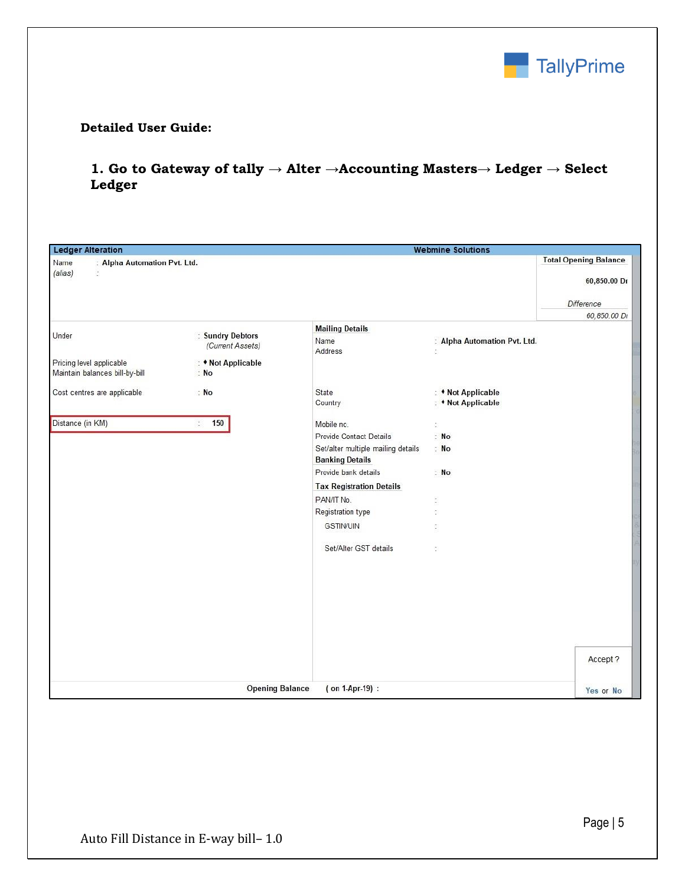**Detailed User Guide:**

**1. Go to Gateway of tally → Alter →Accounting Masters→ Ledger → Select Ledger**

**Ledger Alteration** — **Webmine Solutions**

Name : **Alpha Automation Pvt. Ltd.**
*(alias)* :

| Total Opening Balance |
|---|
| 60,850.00 Dr |
| *Difference* |
| *60,850.00 Dr* |

| Field | Value |
|---|---|
| Under | **Sundry Debtors** *(Current Assets)* |
| Pricing level applicable | ♦ **Not Applicable** |
| Maintain balances bill-by-bill | **No** |
| Cost centres are applicable | **No** |
| Distance (in KM) | **150** |

**Mailing Details**

| Field | Value |
|---|---|
| Name | **Alpha Automation Pvt. Ltd.** |
| Address | |
| State | ♦ **Not Applicable** |
| Country | ♦ **Not Applicable** |
| Mobile no. | |
| Provide Contact Details | **No** |
| Set/alter multiple mailing details | **No** |

**Banking Details**

| Field | Value |
|---|---|
| Provide bank details | **No** |

**Tax Registration Details**

| Field | Value |
|---|---|
| PAN/IT No. | |
| Registration type | |
| GSTIN/UIN | |
| Set/Alter GST details | |

**Opening Balance** ( on 1-Apr-19) :

Accept ?

Yes or No

Auto Fill Distance in E-way bill– 1.0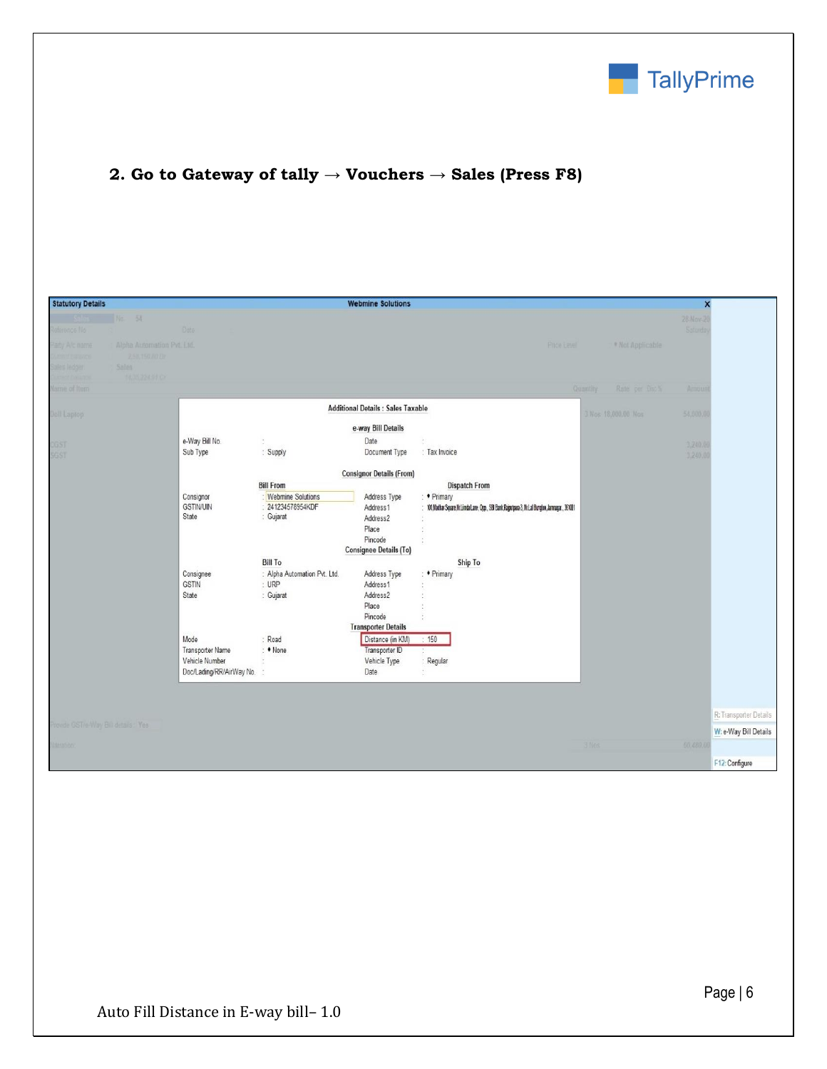**2. Go to Gateway of tally → Vouchers → Sales (Press F8)**

Statutory Details — Webmine Solutions

**Additional Details : Sales Taxable**

**e-way Bill Details**

| | | | |
|---|---|---|---|
| e-Way Bill No. | : | Date | : |
| Sub Type | : Supply | Document Type | : Tax Invoice |

**Consignor Details (From)**

| Bill From | | Dispatch From | |
|---|---|---|---|
| Consignor | : Webmine Solutions | Address Type | : ♦ Primary |
| GSTIN/UIN | : 241234578954KDF | Address1 | : 101,Madhav Square,Nr.Limda Lane, Opp., SBI Bank,Rajputpara 3, Nr.Lal Bunglow,Jamnagar., 361001 |
| State | : Gujarat | Address2 | : |
| | | Place | : |
| | | Pincode | : |

**Consignee Details (To)**

| Bill To | | Ship To | |
|---|---|---|---|
| Consignee | : Alpha Automation Pvt. Ltd. | Address Type | : ♦ Primary |
| GSTIN | : URP | Address1 | : |
| State | : Gujarat | Address2 | : |
| | | Place | : |
| | | Pincode | : |

**Transporter Details**

| | | | |
|---|---|---|---|
| Mode | : Road | Distance (in KM) | : 150 |
| Transporter Name | : ♦ None | Transporter ID | : |
| Vehicle Number | : | Vehicle Type | : Regular |
| Doc/Lading/RR/AirWay No. | : | Date | : |

R: Transporter Details
W: e-Way Bill Details
F12: Configure

Auto Fill Distance in E-way bill– 1.0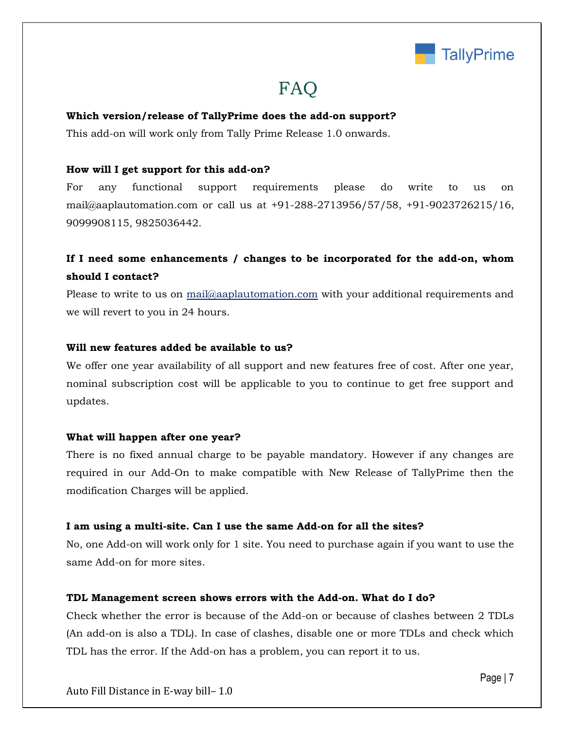# FAQ

**Which version/release of TallyPrime does the add-on support?**

This add-on will work only from Tally Prime Release 1.0 onwards.

**How will I get support for this add-on?**

For any functional support requirements please do write to us on mail@aaplautomation.com or call us at +91-288-2713956/57/58, +91-9023726215/16, 9099908115, 9825036442.

**If I need some enhancements / changes to be incorporated for the add-on, whom should I contact?**

Please to write to us on mail@aaplautomation.com with your additional requirements and we will revert to you in 24 hours.

**Will new features added be available to us?**

We offer one year availability of all support and new features free of cost. After one year, nominal subscription cost will be applicable to you to continue to get free support and updates.

**What will happen after one year?**

There is no fixed annual charge to be payable mandatory. However if any changes are required in our Add-On to make compatible with New Release of TallyPrime then the modification Charges will be applied.

**I am using a multi-site. Can I use the same Add-on for all the sites?**

No, one Add-on will work only for 1 site. You need to purchase again if you want to use the same Add-on for more sites.

**TDL Management screen shows errors with the Add-on. What do I do?**

Check whether the error is because of the Add-on or because of clashes between 2 TDLs (An add-on is also a TDL). In case of clashes, disable one or more TDLs and check which TDL has the error. If the Add-on has a problem, you can report it to us.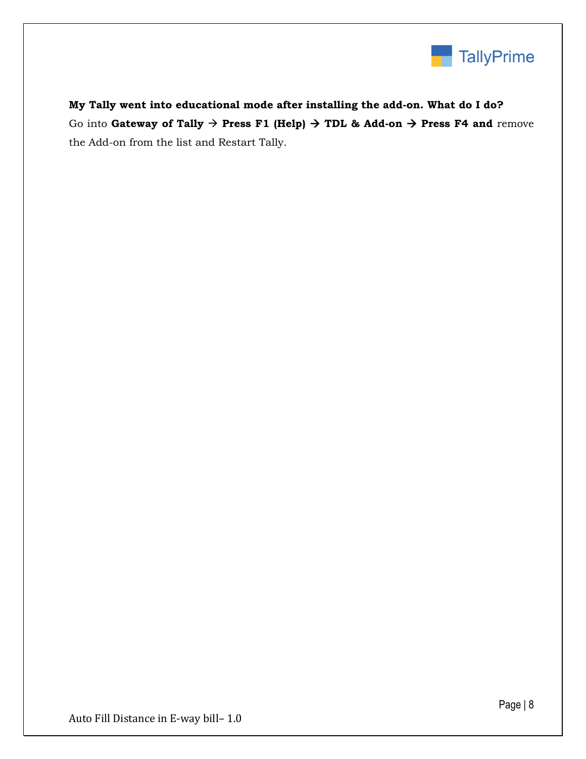**My Tally went into educational mode after installing the add-on. What do I do?**

Go into **Gateway of Tally → Press F1 (Help) → TDL & Add-on → Press F4 and** remove the Add-on from the list and Restart Tally.